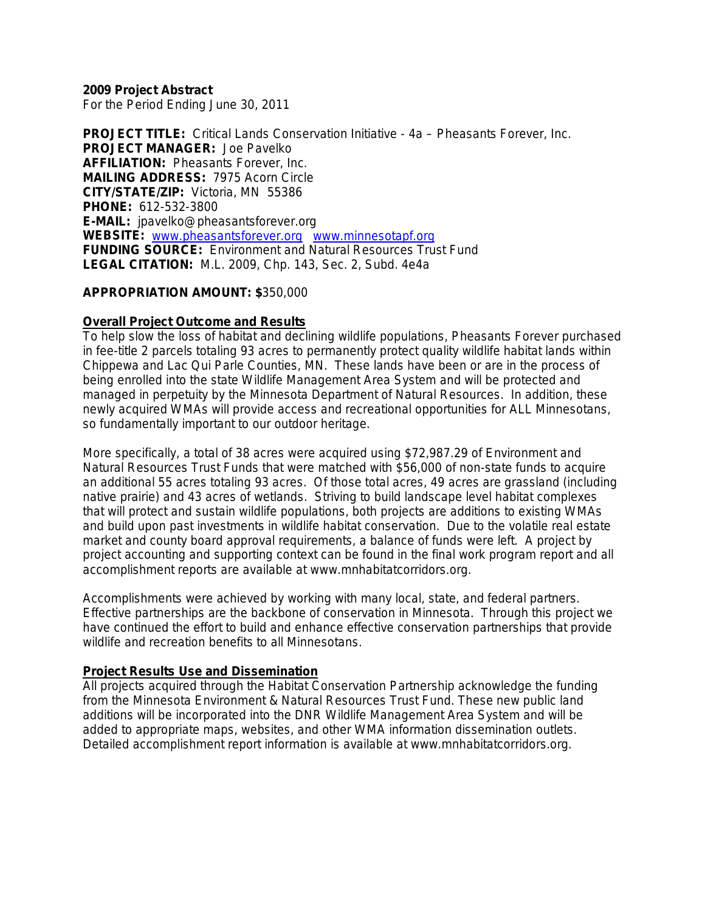**2009 Project Abstract**
For the Period Ending June 30, 2011

**PROJECT TITLE:** Critical Lands Conservation Initiative - 4a – Pheasants Forever, Inc.
**PROJECT MANAGER:** Joe Pavelko
**AFFILIATION:** Pheasants Forever, Inc.
**MAILING ADDRESS:** 7975 Acorn Circle
**CITY/STATE/ZIP:** Victoria, MN 55386
**PHONE:** 612-532-3800
**E-MAIL:** jpavelko@pheasantsforever.org
**WEBSITE:** www.pheasantsforever.org www.minnesotapf.org
**FUNDING SOURCE:** Environment and Natural Resources Trust Fund
**LEGAL CITATION:** M.L. 2009, Chp. 143, Sec. 2, Subd. 4e4a

**APPROPRIATION AMOUNT: $**350,000

**Overall Project Outcome and Results**

To help slow the loss of habitat and declining wildlife populations, Pheasants Forever purchased in fee-title 2 parcels totaling 93 acres to permanently protect quality wildlife habitat lands within Chippewa and Lac Qui Parle Counties, MN. These lands have been or are in the process of being enrolled into the state Wildlife Management Area System and will be protected and managed in perpetuity by the Minnesota Department of Natural Resources. In addition, these newly acquired WMAs will provide access and recreational opportunities for ALL Minnesotans, so fundamentally important to our outdoor heritage.

More specifically, a total of 38 acres were acquired using $72,987.29 of Environment and Natural Resources Trust Funds that were matched with $56,000 of non-state funds to acquire an additional 55 acres totaling 93 acres. Of those total acres, 49 acres are grassland (including native prairie) and 43 acres of wetlands. Striving to build landscape level habitat complexes that will protect and sustain wildlife populations, both projects are additions to existing WMAs and build upon past investments in wildlife habitat conservation. Due to the volatile real estate market and county board approval requirements, a balance of funds were left. A project by project accounting and supporting context can be found in the final work program report and all accomplishment reports are available at www.mnhabitatcorridors.org.

Accomplishments were achieved by working with many local, state, and federal partners. Effective partnerships are the backbone of conservation in Minnesota. Through this project we have continued the effort to build and enhance effective conservation partnerships that provide wildlife and recreation benefits to all Minnesotans.

**Project Results Use and Dissemination**

All projects acquired through the Habitat Conservation Partnership acknowledge the funding from the Minnesota Environment & Natural Resources Trust Fund. These new public land additions will be incorporated into the DNR Wildlife Management Area System and will be added to appropriate maps, websites, and other WMA information dissemination outlets. Detailed accomplishment report information is available at www.mnhabitatcorridors.org.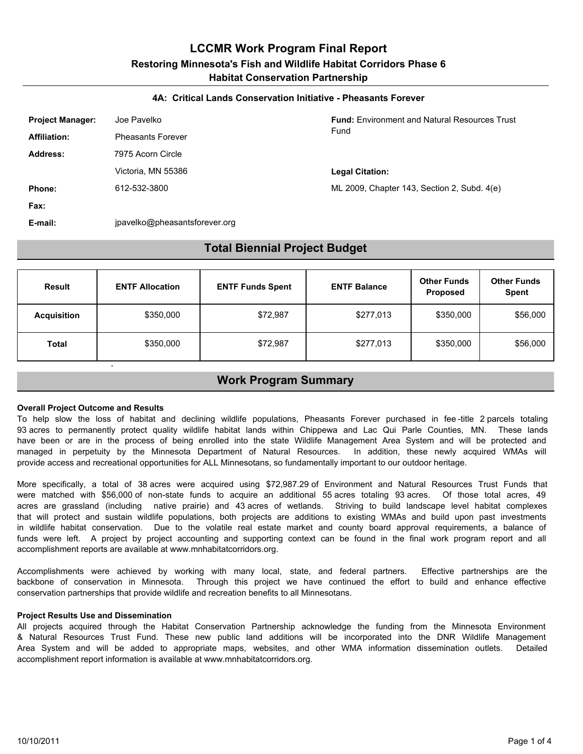# LCCMR Work Program Final Report

## Restoring Minnesota's Fish and Wildlife Habitat Corridors Phase 6

## Habitat Conservation Partnership

### 4A: Critical Lands Conservation Initiative - Pheasants Forever

**Project Manager:** Joe Pavelko

**Affiliation:** Pheasants Forever

**Address:** 7975 Acorn Circle
Victoria, MN 55386

**Phone:** 612-532-3800

**Fax:**

**E-mail:** jpavelko@pheasantsforever.org

**Fund:** Environment and Natural Resources Trust Fund

**Legal Citation:**
ML 2009, Chapter 143, Section 2, Subd. 4(e)

## Total Biennial Project Budget

| Result | ENTF Allocation | ENTF Funds Spent | ENTF Balance | Other Funds Proposed | Other Funds Spent |
|---|---|---|---|---|---|
| Acquisition | $350,000 | $72,987 | $277,013 | $350,000 | $56,000 |
| Total | $350,000 | $72,987 | $277,013 | $350,000 | $56,000 |

## Work Program Summary

**Overall Project Outcome and Results**

To help slow the loss of habitat and declining wildlife populations, Pheasants Forever purchased in fee-title 2 parcels totaling 93 acres to permanently protect quality wildlife habitat lands within Chippewa and Lac Qui Parle Counties, MN. These lands have been or are in the process of being enrolled into the state Wildlife Management Area System and will be protected and managed in perpetuity by the Minnesota Department of Natural Resources. In addition, these newly acquired WMAs will provide access and recreational opportunities for ALL Minnesotans, so fundamentally important to our outdoor heritage.

More specifically, a total of 38 acres were acquired using $72,987.29 of Environment and Natural Resources Trust Funds that were matched with $56,000 of non-state funds to acquire an additional 55 acres totaling 93 acres. Of those total acres, 49 acres are grassland (including native prairie) and 43 acres of wetlands. Striving to build landscape level habitat complexes that will protect and sustain wildlife populations, both projects are additions to existing WMAs and build upon past investments in wildlife habitat conservation. Due to the volatile real estate market and county board approval requirements, a balance of funds were left. A project by project accounting and supporting context can be found in the final work program report and all accomplishment reports are available at www.mnhabitatcorridors.org.

Accomplishments were achieved by working with many local, state, and federal partners. Effective partnerships are the backbone of conservation in Minnesota. Through this project we have continued the effort to build and enhance effective conservation partnerships that provide wildlife and recreation benefits to all Minnesotans.

**Project Results Use and Dissemination**

All projects acquired through the Habitat Conservation Partnership acknowledge the funding from the Minnesota Environment & Natural Resources Trust Fund. These new public land additions will be incorporated into the DNR Wildlife Management Area System and will be added to appropriate maps, websites, and other WMA information dissemination outlets. Detailed accomplishment report information is available at www.mnhabitatcorridors.org.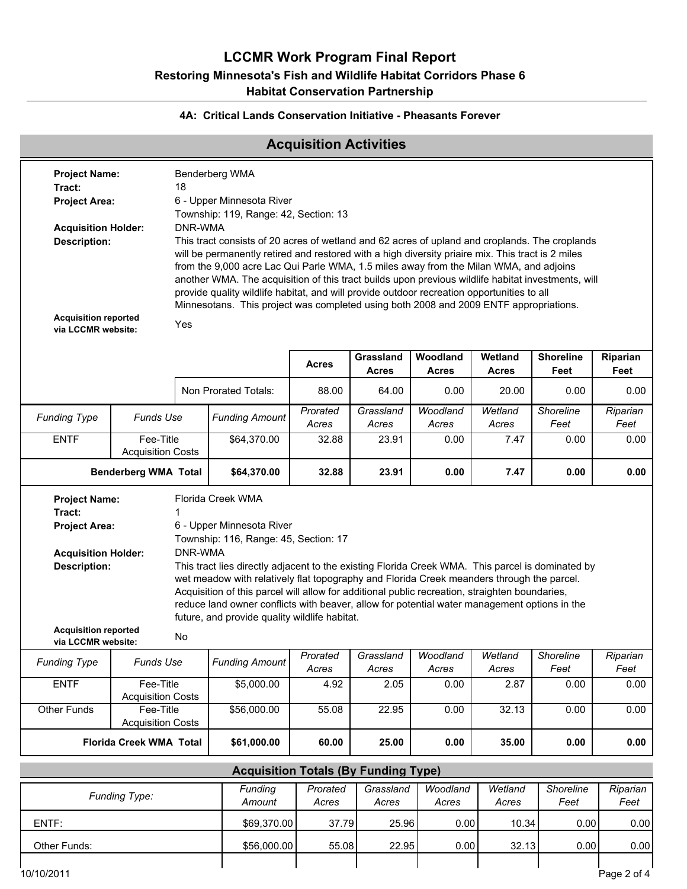# LCCMR Work Program Final Report

## Restoring Minnesota's Fish and Wildlife Habitat Corridors Phase 6

## Habitat Conservation Partnership

### 4A: Critical Lands Conservation Initiative - Pheasants Forever

## Acquisition Activities

**Project Name:** Benderberg WMA
**Tract:** 18
**Project Area:** 6 - Upper Minnesota River
Township: 119, Range: 42, Section: 13
**Acquisition Holder:** DNR-WMA
**Description:** This tract consists of 20 acres of wetland and 62 acres of upland and croplands. The croplands will be permanently retired and restored with a high diversity priaire mix. This tract is 2 miles from the 9,000 acre Lac Qui Parle WMA, 1.5 miles away from the Milan WMA, and adjoins another WMA. The acquisition of this tract builds upon previous wildlife habitat investments, will provide quality wildlife habitat, and will provide outdoor recreation opportunities to all Minnesotans. This project was completed using both 2008 and 2009 ENTF appropriations.
**Acquisition reported via LCCMR website:** Yes

| | Acres | Grassland Acres | Woodland Acres | Wetland Acres | Shoreline Feet | Riparian Feet |
|---|---|---|---|---|---|---|
| Non Prorated Totals: | 88.00 | 64.00 | 0.00 | 20.00 | 0.00 | 0.00 |

| *Funding Type* | *Funds Use* | *Funding Amount* | *Prorated Acres* | *Grassland Acres* | *Woodland Acres* | *Wetland Acres* | *Shoreline Feet* | *Riparian Feet* |
|---|---|---|---|---|---|---|---|---|
| ENTF | Fee-Title Acquisition Costs | $64,370.00 | 32.88 | 23.91 | 0.00 | 7.47 | 0.00 | 0.00 |
| **Benderberg WMA Total** | | **$64,370.00** | **32.88** | **23.91** | **0.00** | **7.47** | **0.00** | **0.00** |

**Project Name:** Florida Creek WMA
**Tract:** 1
**Project Area:** 6 - Upper Minnesota River
Township: 116, Range: 45, Section: 17
**Acquisition Holder:** DNR-WMA
**Description:** This tract lies directly adjacent to the existing Florida Creek WMA. This parcel is dominated by wet meadow with relatively flat topography and Florida Creek meanders through the parcel. Acquisition of this parcel will allow for additional public recreation, straighten boundaries, reduce land owner conflicts with beaver, allow for potential water management options in the future, and provide quality wildlife habitat.
**Acquisition reported via LCCMR website:** No

| *Funding Type* | *Funds Use* | *Funding Amount* | *Prorated Acres* | *Grassland Acres* | *Woodland Acres* | *Wetland Acres* | *Shoreline Feet* | *Riparian Feet* |
|---|---|---|---|---|---|---|---|---|
| ENTF | Fee-Title Acquisition Costs | $5,000.00 | 4.92 | 2.05 | 0.00 | 2.87 | 0.00 | 0.00 |
| Other Funds | Fee-Title Acquisition Costs | $56,000.00 | 55.08 | 22.95 | 0.00 | 32.13 | 0.00 | 0.00 |
| **Florida Creek WMA Total** | | **$61,000.00** | **60.00** | **25.00** | **0.00** | **35.00** | **0.00** | **0.00** |

## Acquisition Totals (By Funding Type)

| *Funding Type:* | *Funding Amount* | *Prorated Acres* | *Grassland Acres* | *Woodland Acres* | *Wetland Acres* | *Shoreline Feet* | *Riparian Feet* |
|---|---|---|---|---|---|---|---|
| ENTF: | $69,370.00 | 37.79 | 25.96 | 0.00 | 10.34 | 0.00 | 0.00 |
| Other Funds: | $56,000.00 | 55.08 | 22.95 | 0.00 | 32.13 | 0.00 | 0.00 |

10/10/2011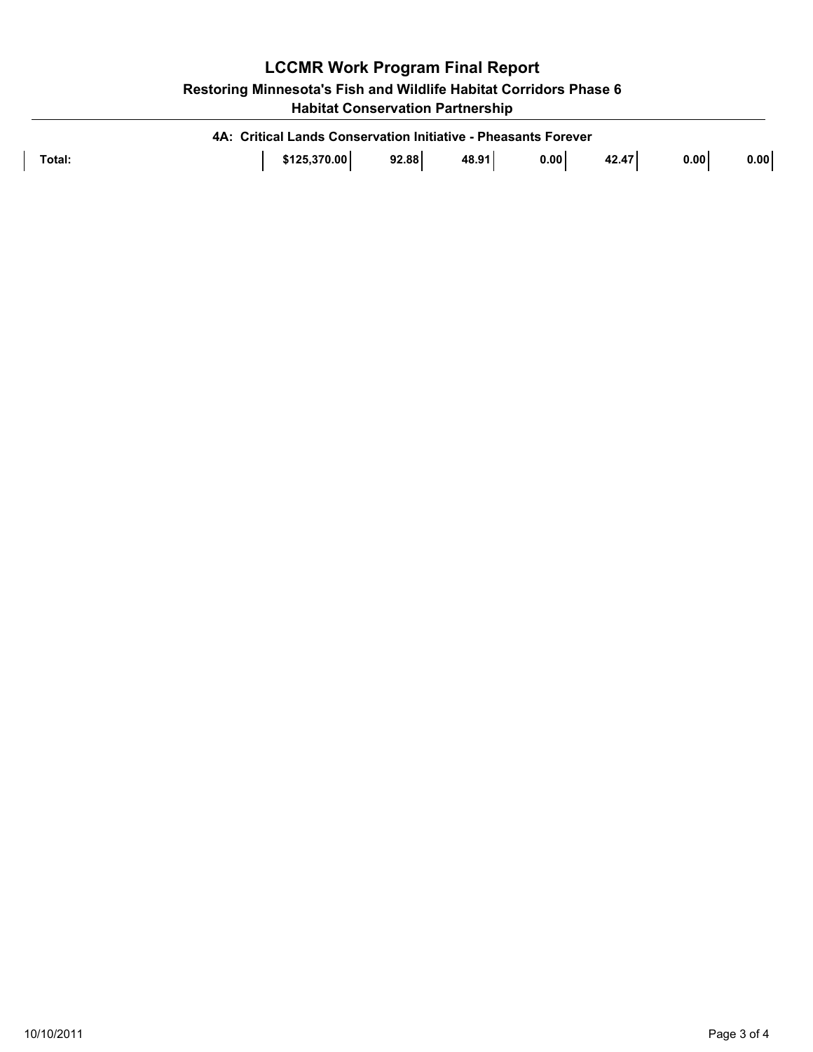### 4A: Critical Lands Conservation Initiative - Pheasants Forever

| Total: | $125,370.00 | 92.88 | 48.91 | 0.00 | 42.47 | 0.00 | 0.00 |
|---|---|---|---|---|---|---|---|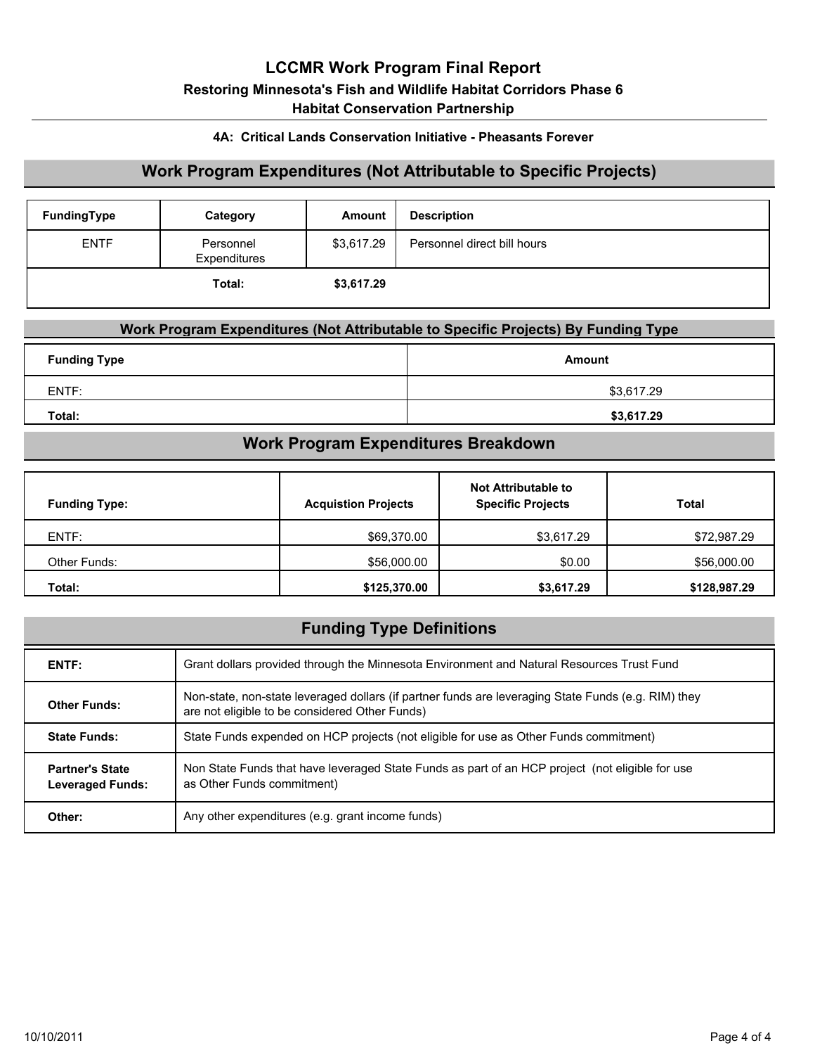# LCCMR Work Program Final Report

## Restoring Minnesota's Fish and Wildlife Habitat Corridors Phase 6

## Habitat Conservation Partnership

### 4A: Critical Lands Conservation Initiative - Pheasants Forever

## Work Program Expenditures (Not Attributable to Specific Projects)

| FundingType | Category | Amount | Description |
|---|---|---|---|
| ENTF | Personnel Expenditures | $3,617.29 | Personnel direct bill hours |
| | **Total:** | **$3,617.29** | |

### Work Program Expenditures (Not Attributable to Specific Projects) By Funding Type

| Funding Type | Amount |
|---|---|
| ENTF: | $3,617.29 |
| **Total:** | **$3,617.29** |

## Work Program Expenditures Breakdown

| Funding Type: | Acquistion Projects | Not Attributable to Specific Projects | Total |
|---|---|---|---|
| ENTF: | $69,370.00 | $3,617.29 | $72,987.29 |
| Other Funds: | $56,000.00 | $0.00 | $56,000.00 |
| **Total:** | **$125,370.00** | **$3,617.29** | **$128,987.29** |

## Funding Type Definitions

| | |
|---|---|
| **ENTF:** | Grant dollars provided through the Minnesota Environment and Natural Resources Trust Fund |
| **Other Funds:** | Non-state, non-state leveraged dollars (if partner funds are leveraging State Funds (e.g. RIM) they are not eligible to be considered Other Funds) |
| **State Funds:** | State Funds expended on HCP projects (not eligible for use as Other Funds commitment) |
| **Partner's State Leveraged Funds:** | Non State Funds that have leveraged State Funds as part of an HCP project (not eligible for use as Other Funds commitment) |
| **Other:** | Any other expenditures (e.g. grant income funds) |

10/10/2011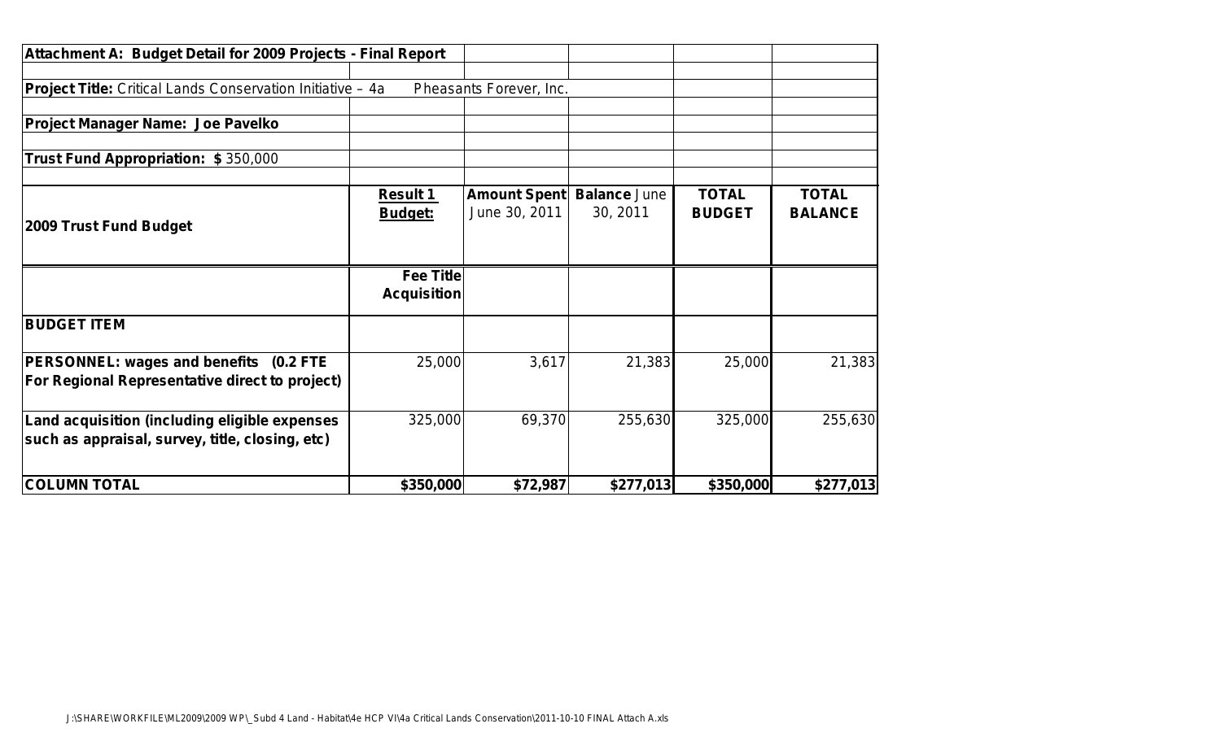**Attachment A: Budget Detail for 2009 Projects - Final Report**

**Project Title:** Critical Lands Conservation Initiative – 4a Pheasants Forever, Inc.

**Project Manager Name: Joe Pavelko**

**Trust Fund Appropriation: $** 350,000

| **2009 Trust Fund Budget** | **Result 1 Budget:** | **Amount Spent** June 30, 2011 | **Balance** June 30, 2011 | **TOTAL BUDGET** | **TOTAL BALANCE** |
|---|---|---|---|---|---|
| | **Fee Title Acquisition** | | | | |
| **BUDGET ITEM** | | | | | |
| **PERSONNEL: wages and benefits (0.2 FTE For Regional Representative direct to project)** | 25,000 | 3,617 | 21,383 | 25,000 | 21,383 |
| **Land acquisition (including eligible expenses such as appraisal, survey, title, closing, etc)** | 325,000 | 69,370 | 255,630 | 325,000 | 255,630 |
| **COLUMN TOTAL** | **$350,000** | **$72,987** | **$277,013** | **$350,000** | **$277,013** |

J:\SHARE\WORKFILE\ML2009\2009 WP\_Subd 4 Land - Habitat\4e HCP VI\4a Critical Lands Conservation\2011-10-10 FINAL Attach A.xls